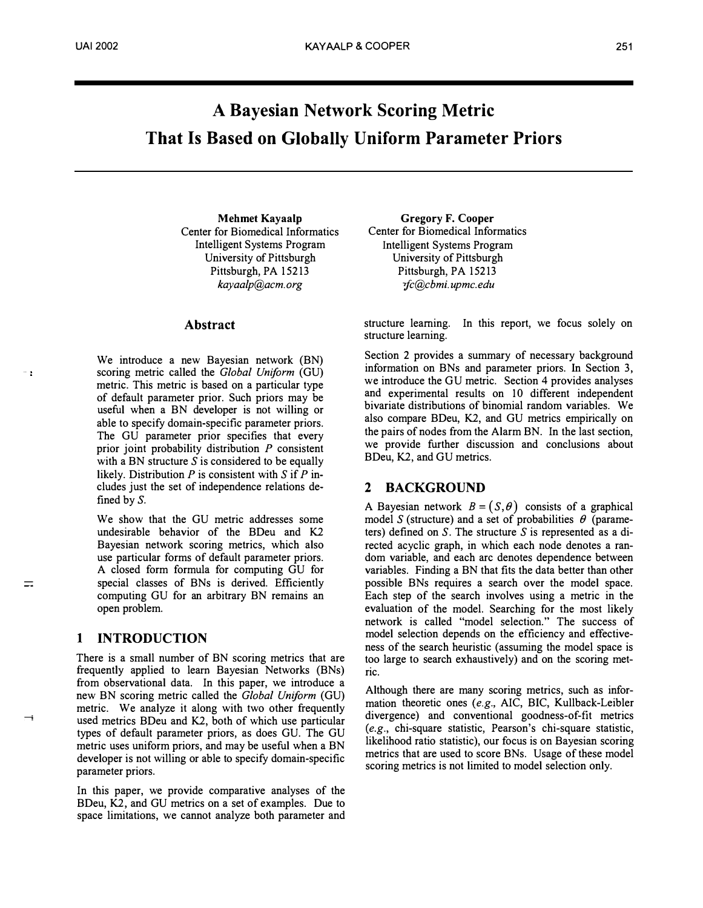# A Bayesian Network Scoring Metric That Is Based on Globally Uniform Parameter Priors

**Mehmet Kayaalp**
Center for Biomedical Informatics
Intelligent Systems Program
University of Pittsburgh
Pittsburgh, PA 15213
*kayaalp@acm.org*

**Gregory F. Cooper**
Center for Biomedical Informatics
Intelligent Systems Program
University of Pittsburgh
Pittsburgh, PA 15213
*gfc@cbmi.upmc.edu*

## Abstract

We introduce a new Bayesian network (BN) scoring metric called the *Global Uniform* (GU) metric. This metric is based on a particular type of default parameter prior. Such priors may be useful when a BN developer is not willing or able to specify domain-specific parameter priors. The GU parameter prior specifies that every prior joint probability distribution $P$ consistent with a BN structure $S$ is considered to be equally likely. Distribution $P$ is consistent with $S$ if $P$ includes just the set of independence relations defined by $S$.

We show that the GU metric addresses some undesirable behavior of the BDeu and K2 Bayesian network scoring metrics, which also use particular forms of default parameter priors. A closed form formula for computing GU for special classes of BNs is derived. Efficiently computing GU for an arbitrary BN remains an open problem.

## 1 INTRODUCTION

There is a small number of BN scoring metrics that are frequently applied to learn Bayesian Networks (BNs) from observational data. In this paper, we introduce a new BN scoring metric called the *Global Uniform* (GU) metric. We analyze it along with two other frequently used metrics BDeu and K2, both of which use particular types of default parameter priors, as does GU. The GU metric uses uniform priors, and may be useful when a BN developer is not willing or able to specify domain-specific parameter priors.

In this paper, we provide comparative analyses of the BDeu, K2, and GU metrics on a set of examples. Due to space limitations, we cannot analyze both parameter and structure learning. In this report, we focus solely on structure learning.

Section 2 provides a summary of necessary background information on BNs and parameter priors. In Section 3, we introduce the GU metric. Section 4 provides analyses and experimental results on 10 different independent bivariate distributions of binomial random variables. We also compare BDeu, K2, and GU metrics empirically on the pairs of nodes from the Alarm BN. In the last section, we provide further discussion and conclusions about BDeu, K2, and GU metrics.

## 2 BACKGROUND

A Bayesian network $B = (S, \theta)$ consists of a graphical model $S$ (structure) and a set of probabilities $\theta$ (parameters) defined on $S$. The structure $S$ is represented as a directed acyclic graph, in which each node denotes a random variable, and each arc denotes dependence between variables. Finding a BN that fits the data better than other possible BNs requires a search over the model space. Each step of the search involves using a metric in the evaluation of the model. Searching for the most likely network is called "model selection." The success of model selection depends on the efficiency and effectiveness of the search heuristic (assuming the model space is too large to search exhaustively) and on the scoring metric.

Although there are many scoring metrics, such as information theoretic ones (*e.g.*, AIC, BIC, Kullback-Leibler divergence) and conventional goodness-of-fit metrics (*e.g.*, chi-square statistic, Pearson's chi-square statistic, likelihood ratio statistic), our focus is on Bayesian scoring metrics that are used to score BNs. Usage of these model scoring metrics is not limited to model selection only.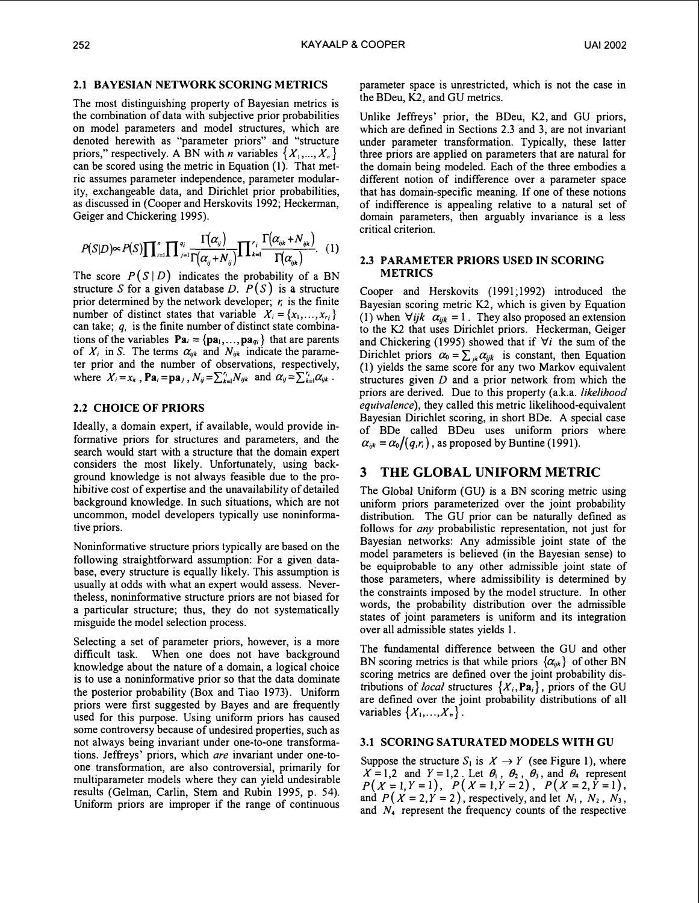### 2.1 BAYESIAN NETWORK SCORING METRICS

The most distinguishing property of Bayesian metrics is the combination of data with subjective prior probabilities on model parameters and model structures, which are denoted herewith as "parameter priors" and "structure priors," respectively. A BN with $n$ variables $\{X_1, \ldots, X_n\}$ can be scored using the metric in Equation (1). That metric assumes parameter independence, parameter modularity, exchangeable data, and Dirichlet prior probabilities, as discussed in (Cooper and Herskovits 1992; Heckerman, Geiger and Chickering 1995).

$$P(S|D) \propto P(S) \prod_{i=1}^{n} \prod_{j=1}^{q_i} \frac{\Gamma(\alpha_{ij})}{\Gamma(\alpha_{ij}+N_{ij})} \prod_{k=1}^{r_i} \frac{\Gamma(\alpha_{ijk}+N_{ijk})}{\Gamma(\alpha_{ijk})}. \quad (1)$$

The score $P(S \mid D)$ indicates the probability of a BN structure $S$ for a given database $D$. $P(S)$ is a structure prior determined by the network developer; $r_i$ is the finite number of distinct states that variable $X_i = \{x_1, \ldots, x_{r_i}\}$ can take; $q_i$ is the finite number of distinct state combinations of the variables $\mathbf{Pa}_i = \{\mathbf{pa}_1, \ldots, \mathbf{pa}_{q_i}\}$ that are parents of $X_i$ in $S$. The terms $\alpha_{ijk}$ and $N_{ijk}$ indicate the parameter prior and the number of observations, respectively, where $X_i = x_k$, $\mathbf{Pa}_i = \mathbf{pa}_j$, $N_{ij} = \sum_{k=1}^{r_i} N_{ijk}$ and $\alpha_{ij} = \sum_{k=1}^{r_i} \alpha_{ijk}$.

### 2.2 CHOICE OF PRIORS

Ideally, a domain expert, if available, would provide informative priors for structures and parameters, and the search would start with a structure that the domain expert considers the most likely. Unfortunately, using background knowledge is not always feasible due to the prohibitive cost of expertise and the unavailability of detailed background knowledge. In such situations, which are not uncommon, model developers typically use noninformative priors.

Noninformative structure priors typically are based on the following straightforward assumption: For a given database, every structure is equally likely. This assumption is usually at odds with what an expert would assess. Nevertheless, noninformative structure priors are not biased for a particular structure; thus, they do not systematically misguide the model selection process.

Selecting a set of parameter priors, however, is a more difficult task. When one does not have background knowledge about the nature of a domain, a logical choice is to use a noninformative prior so that the data dominate the posterior probability (Box and Tiao 1973). Uniform priors were first suggested by Bayes and are frequently used for this purpose. Using uniform priors has caused some controversy because of undesired properties, such as not always being invariant under one-to-one transformations. Jeffreys' priors, which *are* invariant under one-to-one transformation, are also controversial, primarily for multiparameter models where they can yield undesirable results (Gelman, Carlin, Stern and Rubin 1995, p. 54). Uniform priors are improper if the range of continuous parameter space is unrestricted, which is not the case in the BDeu, K2, and GU metrics.

Unlike Jeffreys' prior, the BDeu, K2, and GU priors, which are defined in Sections 2.3 and 3, are not invariant under parameter transformation. Typically, these latter three priors are applied on parameters that are natural for the domain being modeled. Each of the three embodies a different notion of indifference over a parameter space that has domain-specific meaning. If one of these notions of indifference is appealing relative to a natural set of domain parameters, then arguably invariance is a less critical criterion.

### 2.3 PARAMETER PRIORS USED IN SCORING METRICS

Cooper and Herskovits (1991;1992) introduced the Bayesian scoring metric K2, which is given by Equation (1) when $\forall ijk \;\; \alpha_{ijk} = 1$. They also proposed an extension to the K2 that uses Dirichlet priors. Heckerman, Geiger and Chickering (1995) showed that if $\forall i$ the sum of the Dirichlet priors $\alpha_0 = \sum_{jk} \alpha_{ijk}$ is constant, then Equation (1) yields the same score for any two Markov equivalent structures given $D$ and a prior network from which the priors are derived. Due to this property (a.k.a. *likelihood equivalence*), they called this metric likelihood-equivalent Bayesian Dirichlet scoring, in short BDe. A special case of BDe called BDeu uses uniform priors where $\alpha_{ijk} = \alpha_0 / (q_i r_i)$, as proposed by Buntine (1991).

## 3 THE GLOBAL UNIFORM METRIC

The Global Uniform (GU) is a BN scoring metric using uniform priors parameterized over the joint probability distribution. The GU prior can be naturally defined as follows for *any* probabilistic representation, not just for Bayesian networks: Any admissible joint state of the model parameters is believed (in the Bayesian sense) to be equiprobable to any other admissible joint state of those parameters, where admissibility is determined by the constraints imposed by the model structure. In other words, the probability distribution over the admissible states of joint parameters is uniform and its integration over all admissible states yields 1.

The fundamental difference between the GU and other BN scoring metrics is that while priors $\{\alpha_{ijk}\}$ of other BN scoring metrics are defined over the joint probability distributions of *local* structures $\{X_i, \mathbf{Pa}_i\}$, priors of the GU are defined over the joint probability distributions of all variables $\{X_1, \ldots, X_n\}$.

### 3.1 SCORING SATURATED MODELS WITH GU

Suppose the structure $S_1$ is $X \to Y$ (see Figure 1), where $X = 1,2$ and $Y = 1,2$. Let $\theta_1$, $\theta_2$, $\theta_3$, and $\theta_4$ represent $P(X=1, Y=1)$, $P(X=1, Y=2)$, $P(X=2, Y=1)$, and $P(X=2, Y=2)$, respectively, and let $N_1$, $N_2$, $N_3$, and $N_4$ represent the frequency counts of the respective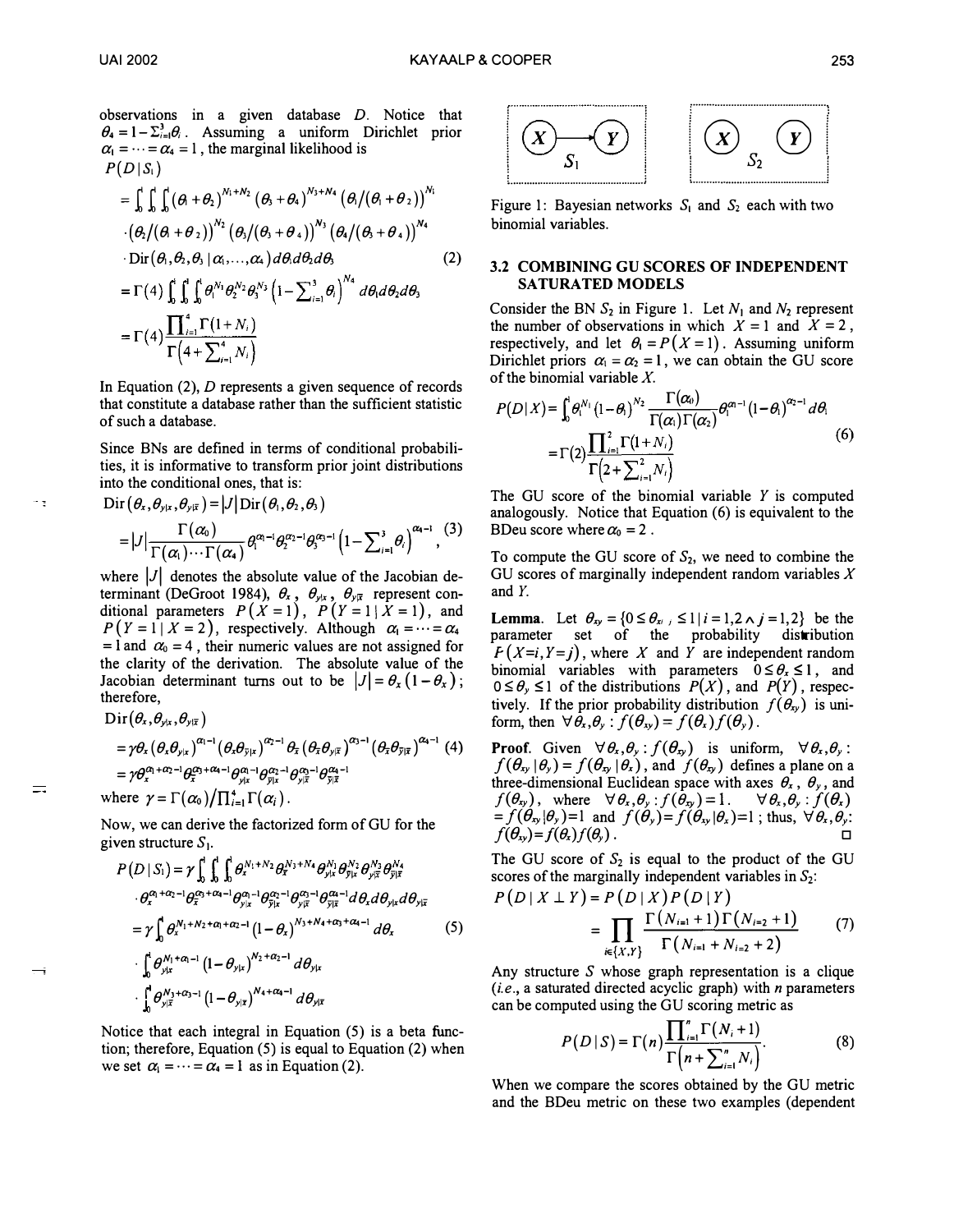observations in a given database $D$. Notice that $\theta_4 = 1 - \Sigma_{i=1}^{3}\theta_i$. Assuming a uniform Dirichlet prior $\alpha_1 = \cdots = \alpha_4 = 1$, the marginal likelihood is

$$
\begin{aligned}
P(D \mid S_1) &= \int_0^1 \int_0^1 \int_0^1 (\theta_1 + \theta_2)^{N_1+N_2} (\theta_3 + \theta_4)^{N_3+N_4} \left(\theta_1/(\theta_1+\theta_2)\right)^{N_1} \\
&\quad \cdot \left(\theta_2/(\theta_1+\theta_2)\right)^{N_2} \left(\theta_3/(\theta_3+\theta_4)\right)^{N_3} \left(\theta_4/(\theta_3+\theta_4)\right)^{N_4} \\
&\quad \cdot \mathrm{Dir}(\theta_1,\theta_2,\theta_3 \mid \alpha_1,\ldots,\alpha_4)\, d\theta_1 d\theta_2 d\theta_3 \\
&= \Gamma(4) \int_0^1 \int_0^1 \int_0^1 \theta_1^{N_1}\theta_2^{N_2}\theta_3^{N_3}\left(1-\sum_{i=1}^{3}\theta_i\right)^{N_4} d\theta_1 d\theta_2 d\theta_3 \\
&= \Gamma(4) \frac{\prod_{i=1}^{4}\Gamma(1+N_i)}{\Gamma\left(4+\sum_{i=1}^{4}N_i\right)}
\end{aligned}
\tag{2}
$$

In Equation (2), $D$ represents a given sequence of records that constitute a database rather than the sufficient statistic of such a database.

Since BNs are defined in terms of conditional probabilities, it is informative to transform prior joint distributions into the conditional ones, that is:

$$
\begin{aligned}
\mathrm{Dir}(\theta_x, \theta_{y|x}, \theta_{y|\bar{x}}) &= |J|\, \mathrm{Dir}(\theta_1,\theta_2,\theta_3) \\
&= |J| \frac{\Gamma(\alpha_0)}{\Gamma(\alpha_1)\cdots\Gamma(\alpha_4)} \theta_1^{\alpha_1-1}\theta_2^{\alpha_2-1}\theta_3^{\alpha_3-1}\left(1-\sum_{i=1}^{3}\theta_i\right)^{\alpha_4-1},
\end{aligned}
\tag{3}
$$

where $|J|$ denotes the absolute value of the Jacobian determinant (DeGroot 1984), $\theta_x$, $\theta_{y|x}$, $\theta_{y|\bar{x}}$ represent conditional parameters $P(X=1)$, $P(Y=1 \mid X=1)$, and $P(Y=1 \mid X=2)$, respectively. Although $\alpha_1 = \cdots = \alpha_4 = 1$ and $\alpha_0 = 4$, their numeric values are not assigned for the clarity of the derivation. The absolute value of the Jacobian determinant turns out to be $|J| = \theta_x(1-\theta_x)$; therefore,

$$
\begin{aligned}
&\mathrm{Dir}(\theta_x, \theta_{y|x}, \theta_{y|\bar{x}}) \\
&= \gamma \theta_x (\theta_x\theta_{y|x})^{\alpha_1-1} (\theta_x\theta_{\bar{y}|x})^{\alpha_2-1} \theta_{\bar{x}} (\theta_{\bar{x}}\theta_{y|\bar{x}})^{\alpha_3-1} (\theta_{\bar{x}}\theta_{\bar{y}|\bar{x}})^{\alpha_4-1} \\
&= \gamma \theta_x^{\alpha_1+\alpha_2-1} \theta_{\bar{x}}^{\alpha_3+\alpha_4-1} \theta_{y|x}^{\alpha_1-1} \theta_{\bar{y}|x}^{\alpha_2-1} \theta_{y|\bar{x}}^{\alpha_3-1} \theta_{\bar{y}|\bar{x}}^{\alpha_4-1}
\end{aligned}
\tag{4}
$$

where $\gamma = \Gamma(\alpha_0)/\prod_{i=1}^{4}\Gamma(\alpha_i)$.

Now, we can derive the factorized form of GU for the given structure $S_1$.

$$
\begin{aligned}
P(D \mid S_1) &= \gamma \int_0^1 \int_0^1 \int_0^1 \theta_x^{N_1+N_2} \theta_{\bar{x}}^{N_3+N_4} \theta_{y|x}^{N_1} \theta_{\bar{y}|x}^{N_2} \theta_{y|\bar{x}}^{N_3} \theta_{\bar{y}|\bar{x}}^{N_4} \\
&\quad \cdot \theta_x^{\alpha_1+\alpha_2-1} \theta_{\bar{x}}^{\alpha_3+\alpha_4-1} \theta_{y|x}^{\alpha_1-1} \theta_{\bar{y}|x}^{\alpha_2-1} \theta_{y|\bar{x}}^{\alpha_3-1} \theta_{\bar{y}|\bar{x}}^{\alpha_4-1} d\theta_x d\theta_{y|x} d\theta_{y|\bar{x}} \\
&= \gamma \int_0^1 \theta_x^{N_1+N_2+\alpha_1+\alpha_2-1} (1-\theta_x)^{N_3+N_4+\alpha_3+\alpha_4-1} d\theta_x \\
&\quad \cdot \int_0^1 \theta_{y|x}^{N_1+\alpha_1-1} (1-\theta_{y|x})^{N_2+\alpha_2-1} d\theta_{y|x} \\
&\quad \cdot \int_0^1 \theta_{y|\bar{x}}^{N_3+\alpha_3-1} (1-\theta_{y|\bar{x}})^{N_4+\alpha_4-1} d\theta_{y|\bar{x}}
\end{aligned}
\tag{5}
$$

Notice that each integral in Equation (5) is a beta function; therefore, Equation (5) is equal to Equation (2) when we set $\alpha_1 = \cdots = \alpha_4 = 1$ as in Equation (2).

Figure 1: Bayesian networks $S_1$ and $S_2$ each with two binomial variables.

### 3.2 COMBINING GU SCORES OF INDEPENDENT SATURATED MODELS

Consider the BN $S_2$ in Figure 1. Let $N_1$ and $N_2$ represent the number of observations in which $X = 1$ and $X = 2$, respectively, and let $\theta_1 = P(X=1)$. Assuming uniform Dirichlet priors $\alpha_1 = \alpha_2 = 1$, we can obtain the GU score of the binomial variable $X$.

$$
\begin{aligned}
P(D \mid X) &= \int_0^1 \theta_1^{N_1}(1-\theta_1)^{N_2} \frac{\Gamma(\alpha_0)}{\Gamma(\alpha_1)\Gamma(\alpha_2)} \theta_1^{\alpha_1-1}(1-\theta_1)^{\alpha_2-1} d\theta_1 \\
&= \Gamma(2) \frac{\prod_{i=1}^{2}\Gamma(1+N_i)}{\Gamma\left(2+\sum_{i=1}^{2}N_i\right)}
\end{aligned}
\tag{6}
$$

The GU score of the binomial variable $Y$ is computed analogously. Notice that Equation (6) is equivalent to the BDeu score where $\alpha_0 = 2$.

To compute the GU score of $S_2$, we need to combine the GU scores of marginally independent random variables $X$ and $Y$.

**Lemma.** Let $\theta_{xy} = \{0 \le \theta_{x_i y_j} \le 1 \mid i=1,2 \wedge j=1,2\}$ be the parameter set of the probability distribution $P(X=i, Y=j)$, where $X$ and $Y$ are independent random binomial variables with parameters $0 \le \theta_x \le 1$, and $0 \le \theta_y \le 1$ of the distributions $P(X)$, and $P(Y)$, respectively. If the prior probability distribution $f(\theta_{xy})$ is uniform, then $\forall \theta_x, \theta_y : f(\theta_{xy}) = f(\theta_x) f(\theta_y)$.

**Proof.** Given $\forall \theta_x, \theta_y : f(\theta_{xy})$ is uniform, $\forall \theta_x, \theta_y$ : $f(\theta_{xy} \mid \theta_y) = f(\theta_{xy} \mid \theta_x)$, and $f(\theta_{xy})$ defines a plane on a three-dimensional Euclidean space with axes $\theta_x$, $\theta_y$, and $f(\theta_{xy})$, where $\forall \theta_x, \theta_y : f(\theta_{xy}) = 1$. $\forall \theta_x, \theta_y : f(\theta_x) = f(\theta_{xy} \mid \theta_y) = 1$ and $f(\theta_y) = f(\theta_{xy} \mid \theta_x) = 1$; thus, $\forall \theta_x, \theta_y$: $f(\theta_{xy}) = f(\theta_x) f(\theta_y)$. □

The GU score of $S_2$ is equal to the product of the GU scores of the marginally independent variables in $S_2$:

$$
\begin{aligned}
P(D \mid X \perp Y) &= P(D \mid X) P(D \mid Y) \\
&= \prod_{i \in \{X,Y\}} \frac{\Gamma(N_{i=1}+1)\Gamma(N_{i=2}+1)}{\Gamma(N_{i=1}+N_{i=2}+2)}
\end{aligned}
\tag{7}
$$

Any structure $S$ whose graph representation is a clique (*i.e.*, a saturated directed acyclic graph) with $n$ parameters can be computed using the GU scoring metric as

$$
P(D \mid S) = \Gamma(n) \frac{\prod_{i=1}^{n}\Gamma(N_i+1)}{\Gamma\left(n+\sum_{i=1}^{n}N_i\right)}.
\tag{8}
$$

When we compare the scores obtained by the GU metric and the BDeu metric on these two examples (dependent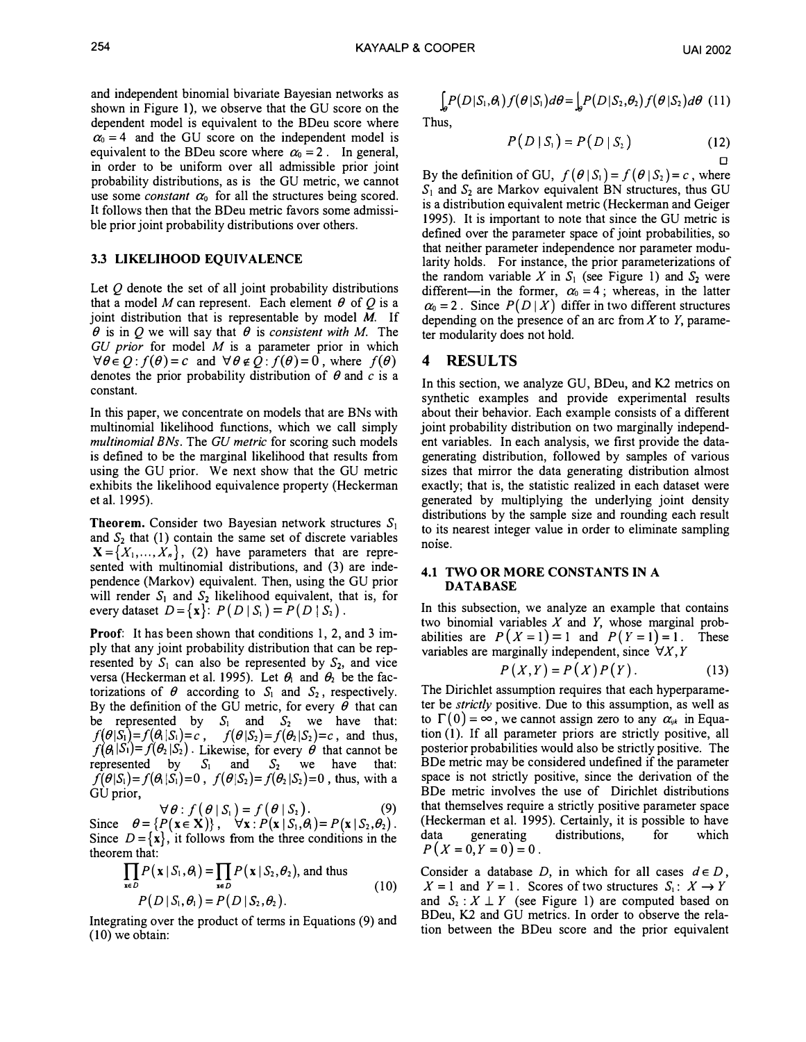and independent binomial bivariate Bayesian networks as shown in Figure 1), we observe that the GU score on the dependent model is equivalent to the BDeu score where $\alpha_0 = 4$ and the GU score on the independent model is equivalent to the BDeu score where $\alpha_0 = 2$. In general, in order to be uniform over all admissible prior joint probability distributions, as is the GU metric, we cannot use some *constant* $\alpha_0$ for all the structures being scored. It follows then that the BDeu metric favors some admissible prior joint probability distributions over others.

### 3.3 LIKELIHOOD EQUIVALENCE

Let $Q$ denote the set of all joint probability distributions that a model $M$ can represent. Each element $\theta$ of $Q$ is a joint distribution that is representable by model $M$. If $\theta$ is in $Q$ we will say that $\theta$ is *consistent with M.* The *GU prior* for model $M$ is a parameter prior in which $\forall\theta \in Q: f(\theta) = c$ and $\forall\theta \notin Q: f(\theta) = 0$, where $f(\theta)$ denotes the prior probability distribution of $\theta$ and $c$ is a constant.

In this paper, we concentrate on models that are BNs with multinomial likelihood functions, which we call simply *multinomial BNs*. The *GU metric* for scoring such models is defined to be the marginal likelihood that results from using the GU prior. We next show that the GU metric exhibits the likelihood equivalence property (Heckerman et al. 1995).

**Theorem.** Consider two Bayesian network structures $S_1$ and $S_2$ that (1) contain the same set of discrete variables $\mathbf{X} = \{X_1, \ldots, X_n\}$, (2) have parameters that are represented with multinomial distributions, and (3) are independence (Markov) equivalent. Then, using the GU prior will render $S_1$ and $S_2$ likelihood equivalent, that is, for every dataset $D = \{\mathbf{x}\}$: $P(D \mid S_1) = P(D \mid S_2)$.

**Proof**: It has been shown that conditions 1, 2, and 3 imply that any joint probability distribution that can be represented by $S_1$ can also be represented by $S_2$, and vice versa (Heckerman et al. 1995). Let $\theta_1$ and $\theta_2$ be the factorizations of $\theta$ according to $S_1$ and $S_2$, respectively. By the definition of the GU metric, for every $\theta$ that can be represented by $S_1$ and $S_2$ we have that: $f(\theta|S_1) = f(\theta_1|S_1) = c$, $f(\theta|S_2) = f(\theta_2|S_2) = c$, and thus, $f(\theta_1|S_1) = f(\theta_2|S_2)$. Likewise, for every $\theta$ that cannot be represented by $S_1$ and $S_2$ we have that: $f(\theta|S_1) = f(\theta_1|S_1) = 0$, $f(\theta|S_2) = f(\theta_2|S_2) = 0$, thus, with a GU prior,

$$\forall\theta : f(\theta \mid S_1) = f(\theta \mid S_2). \tag{9}$$

Since $\theta = \{P(\mathbf{x} \in \mathbf{X})\}$, $\forall \mathbf{x} : P(\mathbf{x} \mid S_1, \theta_1) = P(\mathbf{x} \mid S_2, \theta_2)$. Since $D = \{\mathbf{x}\}$, it follows from the three conditions in the theorem that:

$$\prod_{\mathbf{x} \in D} P(\mathbf{x} \mid S_1, \theta_1) = \prod_{\mathbf{x} \in D} P(\mathbf{x} \mid S_2, \theta_2), \text{ and thus}$$
$$P(D \mid S_1, \theta_1) = P(D \mid S_2, \theta_2). \tag{10}$$

Integrating over the product of terms in Equations (9) and (10) we obtain:

$$\int_\theta P(D|S_1,\theta_1) f(\theta|S_1) d\theta = \int_\theta P(D|S_2,\theta_2) f(\theta|S_2) d\theta \tag{11}$$

Thus,

$$P(D \mid S_1) = P(D \mid S_2) \tag{12}$$

□

By the definition of GU, $f(\theta \mid S_1) = f(\theta \mid S_2) = c$, where $S_1$ and $S_2$ are Markov equivalent BN structures, thus GU is a distribution equivalent metric (Heckerman and Geiger 1995). It is important to note that since the GU metric is defined over the parameter space of joint probabilities, so that neither parameter independence nor parameter modularity holds. For instance, the prior parameterizations of the random variable $X$ in $S_1$ (see Figure 1) and $S_2$ were different—in the former, $\alpha_0 = 4$; whereas, in the latter $\alpha_0 = 2$. Since $P(D \mid X)$ differ in two different structures depending on the presence of an arc from $X$ to $Y$, parameter modularity does not hold.

## 4 RESULTS

In this section, we analyze GU, BDeu, and K2 metrics on synthetic examples and provide experimental results about their behavior. Each example consists of a different joint probability distribution on two marginally independent variables. In each analysis, we first provide the data-generating distribution, followed by samples of various sizes that mirror the data generating distribution almost exactly; that is, the statistic realized in each dataset were generated by multiplying the underlying joint density distributions by the sample size and rounding each result to its nearest integer value in order to eliminate sampling noise.

### 4.1 TWO OR MORE CONSTANTS IN A DATABASE

In this subsection, we analyze an example that contains two binomial variables $X$ and $Y$, whose marginal probabilities are $P(X = 1) = 1$ and $P(Y = 1) = 1$. These variables are marginally independent, since $\forall X, Y$

$$P(X, Y) = P(X) P(Y). \tag{13}$$

The Dirichlet assumption requires that each hyperparameter be *strictly* positive. Due to this assumption, as well as to $\Gamma(0) = \infty$, we cannot assign zero to any $\alpha_{ijk}$ in Equation (1). If all parameter priors are strictly positive, all posterior probabilities would also be strictly positive. The BDeu metric may be considered undefined if the parameter space is not strictly positive, since the derivation of the BDe metric involves the use of Dirichlet distributions that themselves require a strictly positive parameter space (Heckerman et al. 1995). Certainly, it is possible to have data generating distributions, for which $P(X = 0, Y = 0) = 0$.

Consider a database $D$, in which for all cases $d \in D$, $X = 1$ and $Y = 1$. Scores of two structures $S_1: X \rightarrow Y$ and $S_2: X \perp Y$ (see Figure 1) are computed based on BDeu, K2 and GU metrics. In order to observe the relation between the BDeu score and the prior equivalent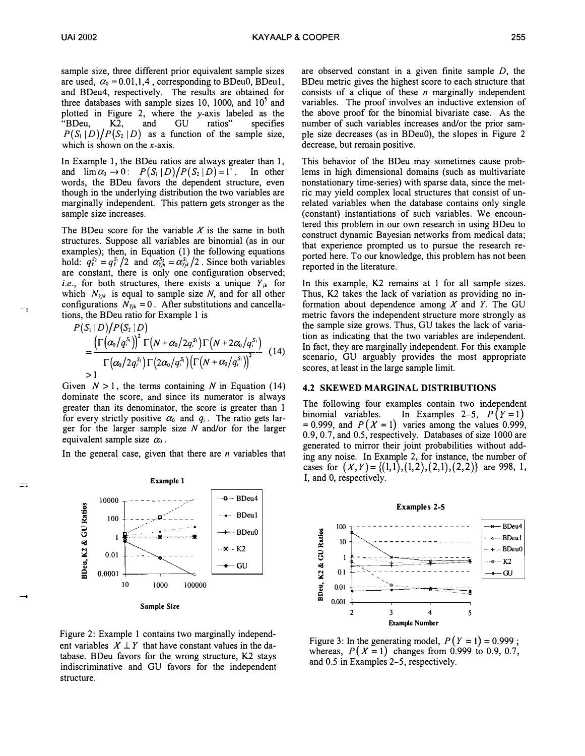sample size, three different prior equivalent sample sizes are used, $\alpha_0 = 0.01, 1, 4$, corresponding to BDeu0, BDeu1, and BDeu4, respectively. The results are obtained for three databases with sample sizes 10, 1000, and $10^5$ and plotted in Figure 2, where the $y$-axis labeled as the "BDeu, K2, and GU ratios" specifies $P(S_1 \mid D)/P(S_2 \mid D)$ as a function of the sample size, which is shown on the $x$-axis.

In Example 1, the BDeu ratios are always greater than 1, and $\lim \alpha_0 \to 0$: $P(S_1 \mid D)/P(S_2 \mid D) = 1^+$. In other words, the BDeu favors the dependent structure, even though in the underlying distribution the two variables are marginally independent. This pattern gets stronger as the sample size increases.

The BDeu score for the variable $X$ is the same in both structures. Suppose all variables are binomial (as in our examples); then, in Equation (1) the following equations hold: $q_Y^{S_2} = q_Y^{S_1}/2$ and $\alpha_{Yjk}^{S_2} = \alpha_{Yjk}^{S_1}/2$. Since both variables are constant, there is only one configuration observed; *i.e.*, for both structures, there exists a unique $Y_{jk}$ for which $N_{Yjk}$ is equal to sample size $N$, and for all other configurations $N_{Yjk} = 0$. After substitutions and cancellations, the BDeu ratio for Example 1 is

$$P(S_1 \mid D)/P(S_2 \mid D) = \frac{\left(\Gamma\left(\alpha_0/q_i^{S_1}\right)\right)^2 \Gamma\left(N + \alpha_0/2q_i^{S_1}\right)\Gamma\left(N + 2\alpha_0/q_i^{S_1}\right)}{\Gamma\left(\alpha_0/2q_i^{S_1}\right)\Gamma\left(2\alpha_0/q_i^{S_1}\right)\left(\Gamma\left(N + \alpha_0/q_i^{S_1}\right)\right)^2} > 1 \quad (14)$$

Given $N > 1$, the terms containing $N$ in Equation (14) dominate the score, and since its numerator is always greater than its denominator, the score is greater than 1 for every strictly positive $\alpha_0$ and $q_i$. The ratio gets larger for the larger sample size $N$ and/or for the larger equivalent sample size $\alpha_0$.

In the general case, given that there are $n$ variables that are observed constant in a given finite sample $D$, the BDeu metric gives the highest score to each structure that consists of a clique of these $n$ marginally independent variables. The proof involves an inductive extension of the above proof for the binomial bivariate case. As the number of such variables increases and/or the prior sample size decreases (as in BDeu0), the slopes in Figure 2 decrease, but remain positive.

This behavior of the BDeu may sometimes cause problems in high dimensional domains (such as multivariate nonstationary time-series) with sparse data, since the metric may yield complex local structures that consist of unrelated variables when the database contains only single (constant) instantiations of such variables. We encountered this problem in our own research in using BDeu to construct dynamic Bayesian networks from medical data; that experience prompted us to pursue the research reported here. To our knowledge, this problem has not been reported in the literature.

In this example, K2 remains at 1 for all sample sizes. Thus, K2 takes the lack of variation as providing no information about dependence among $X$ and $Y$. The GU metric favors the independent structure more strongly as the sample size grows. Thus, GU takes the lack of variation as indicating that the two variables are independent. In fact, they are marginally independent. For this example scenario, GU arguably provides the most appropriate scores, at least in the large sample limit.

Figure 2: Example 1 contains two marginally independent variables $X \perp Y$ that have constant values in the database. BDeu favors for the wrong structure, K2 stays indiscriminative and GU favors for the independent structure.

## 4.2 SKEWED MARGINAL DISTRIBUTIONS

The following four examples contain two independent binomial variables. In Examples 2–5, $P(Y = 1) = 0.999$, and $P(X = 1)$ varies among the values 0.999, 0.9, 0.7, and 0.5, respectively. Databases of size 1000 are generated to mirror their joint probabilities without adding any noise. In Example 2, for instance, the number of cases for $(X,Y) = \{(1,1),(1,2),(2,1),(2,2)\}$ are 998, 1, 1, and 0, respectively.

Figure 3: In the generating model, $P(Y = 1) = 0.999$; whereas, $P(X = 1)$ changes from 0.999 to 0.9, 0.7, and 0.5 in Examples 2–5, respectively.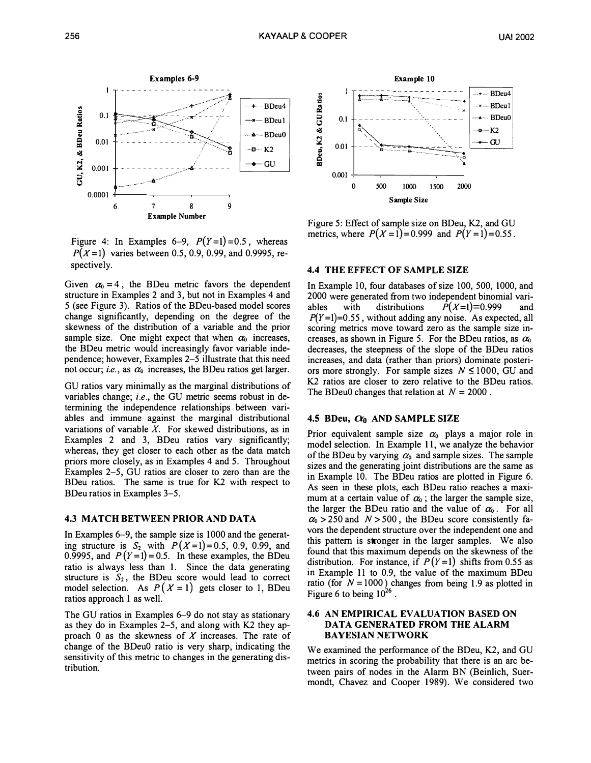Figure 4: In Examples 6–9, $P(Y=1)=0.5$, whereas $P(X=1)$ varies between 0.5, 0.9, 0.99, and 0.9995, respectively.

Given $\alpha_0 = 4$, the BDeu metric favors the dependent structure in Examples 2 and 3, but not in Examples 4 and 5 (see Figure 3). Ratios of the BDeu-based model scores change significantly, depending on the degree of the skewness of the distribution of a variable and the prior sample size. One might expect that when $\alpha_0$ increases, the BDeu metric would increasingly favor variable independence; however, Examples 2–5 illustrate that this need not occur; *i.e.*, as $\alpha_0$ increases, the BDeu ratios get larger.

GU ratios vary minimally as the marginal distributions of variables change; *i.e.*, the GU metric seems robust in determining the independence relationships between variables and immune against the marginal distributional variations of variable $X$. For skewed distributions, as in Examples 2 and 3, BDeu ratios vary significantly; whereas, they get closer to each other as the data match priors more closely, as in Examples 4 and 5. Throughout Examples 2–5, GU ratios are closer to zero than are the BDeu ratios. The same is true for K2 with respect to BDeu ratios in Examples 3–5.

### 4.3 MATCH BETWEEN PRIOR AND DATA

In Examples 6–9, the sample size is 1000 and the generating structure is $S_2$ with $P(X=1)=0.5$, 0.9, 0.99, and 0.9995, and $P(Y=1)=0.5$. In these examples, the BDeu ratio is always less than 1. Since the data generating structure is $S_2$, the BDeu score would lead to correct model selection. As $P(X=1)$ gets closer to 1, BDeu ratios approach 1 as well.

The GU ratios in Examples 6–9 do not stay as stationary as they do in Examples 2–5, and along with K2 they approach 0 as the skewness of $X$ increases. The rate of change of the BDeu0 ratio is very sharp, indicating the sensitivity of this metric to changes in the generating distribution.

Figure 5: Effect of sample size on BDeu, K2, and GU metrics, where $P(X=1)=0.999$ and $P(Y=1)=0.55$.

### 4.4 THE EFFECT OF SAMPLE SIZE

In Example 10, four databases of size 100, 500, 1000, and 2000 were generated from two independent binomial variables with distributions $P(X=1)=0.999$ and $P(Y=1)=0.55$, without adding any noise. As expected, all scoring metrics move toward zero as the sample size increases, as shown in Figure 5. For the BDeu ratios, as $\alpha_0$ decreases, the steepness of the slope of the BDeu ratios increases, and data (rather than priors) dominate posteriors more strongly. For sample sizes $N \leq 1000$, GU and K2 ratios are closer to zero relative to the BDeu ratios. The BDeu0 changes that relation at $N = 2000$.

### 4.5 BDeu, $\alpha_0$ AND SAMPLE SIZE

Prior equivalent sample size $\alpha_0$ plays a major role in model selection. In Example 11, we analyze the behavior of the BDeu by varying $\alpha_0$ and sample sizes. The sample sizes and the generating joint distributions are the same as in Example 10. The BDeu ratios are plotted in Figure 6. As seen in these plots, each BDeu ratio reaches a maximum at a certain value of $\alpha_0$; the larger the sample size, the larger the BDeu ratio and the value of $\alpha_0$. For all $\alpha_0 > 250$ and $N > 500$, the BDeu score consistently favors the dependent structure over the independent one and this pattern is stronger in the larger samples. We also found that this maximum depends on the skewness of the distribution. For instance, if $P(Y=1)$ shifts from 0.55 as in Example 11 to 0.9, the value of the maximum BDeu ratio (for $N=1000$) changes from being 1.9 as plotted in Figure 6 to being $10^{26}$.

### 4.6 AN EMPIRICAL EVALUATION BASED ON DATA GENERATED FROM THE ALARM BAYESIAN NETWORK

We examined the performance of the BDeu, K2, and GU metrics in scoring the probability that there is an arc between pairs of nodes in the Alarm BN (Beinlich, Suermondt, Chavez and Cooper 1989). We considered two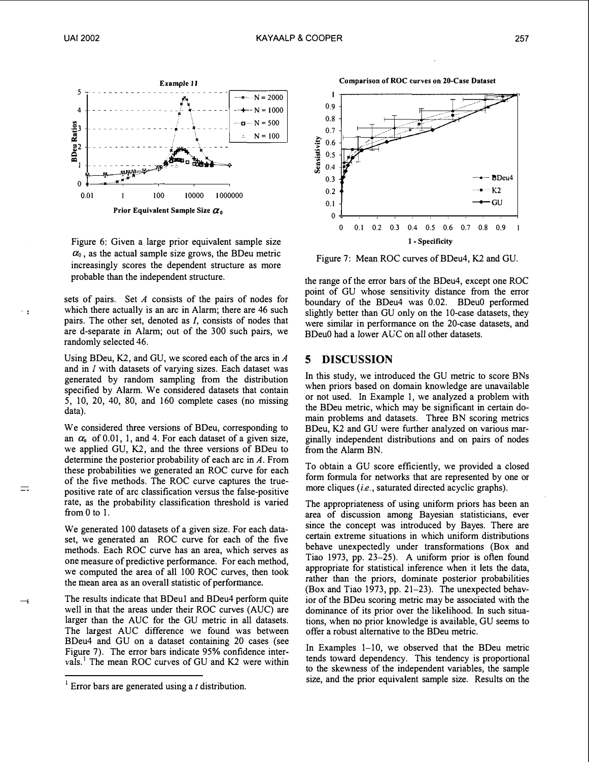Figure 6: Given a large prior equivalent sample size $\alpha_0$, as the actual sample size grows, the BDeu metric increasingly scores the dependent structure as more probable than the independent structure.

sets of pairs. Set $A$ consists of the pairs of nodes for which there actually is an arc in Alarm; there are 46 such pairs. The other set, denoted as $I$, consists of nodes that are d-separate in Alarm; out of the 300 such pairs, we randomly selected 46.

Using BDeu, K2, and GU, we scored each of the arcs in $A$ and in $I$ with datasets of varying sizes. Each dataset was generated by random sampling from the distribution specified by Alarm. We considered datasets that contain 5, 10, 20, 40, 80, and 160 complete cases (no missing data).

We considered three versions of BDeu, corresponding to an $\alpha_0$ of 0.01, 1, and 4. For each dataset of a given size, we applied GU, K2, and the three versions of BDeu to determine the posterior probability of each arc in $A$. From these probabilities we generated an ROC curve for each of the five methods. The ROC curve captures the true-positive rate of arc classification versus the false-positive rate, as the probability classification threshold is varied from 0 to 1.

We generated 100 datasets of a given size. For each dataset, we generated an ROC curve for each of the five methods. Each ROC curve has an area, which serves as one measure of predictive performance. For each method, we computed the area of all 100 ROC curves, then took the mean area as an overall statistic of performance.

The results indicate that BDeu1 and BDeu4 perform quite well in that the areas under their ROC curves (AUC) are larger than the AUC for the GU metric in all datasets. The largest AUC difference we found was between BDeu4 and GU on a dataset containing 20 cases (see Figure 7). The error bars indicate 95% confidence intervals.[1] The mean ROC curves of GU and K2 were within the range of the error bars of the BDeu4, except one ROC point of GU whose sensitivity distance from the error boundary of the BDeu4 was 0.02. BDeu0 performed slightly better than GU only on the 10-case datasets, they were similar in performance on the 20-case datasets, and BDeu0 had a lower AUC on all other datasets.

Figure 7: Mean ROC curves of BDeu4, K2 and GU.

## 5 DISCUSSION

In this study, we introduced the GU metric to score BNs when priors based on domain knowledge are unavailable or not used. In Example 1, we analyzed a problem with the BDeu metric, which may be significant in certain domain problems and datasets. Three BN scoring metrics BDeu, K2 and GU were further analyzed on various marginally independent distributions and on pairs of nodes from the Alarm BN.

To obtain a GU score efficiently, we provided a closed form formula for networks that are represented by one or more cliques (*i.e.*, saturated directed acyclic graphs).

The appropriateness of using uniform priors has been an area of discussion among Bayesian statisticians, ever since the concept was introduced by Bayes. There are certain extreme situations in which uniform distributions behave unexpectedly under transformations (Box and Tiao 1973, pp. 23–25). A uniform prior is often found appropriate for statistical inference when it lets the data, rather than the priors, dominate posterior probabilities (Box and Tiao 1973, pp. 21–23). The unexpected behavior of the BDeu scoring metric may be associated with the dominance of its prior over the likelihood. In such situations, when no prior knowledge is available, GU seems to offer a robust alternative to the BDeu metric.

In Examples 1–10, we observed that the BDeu metric tends toward dependency. This tendency is proportional to the skewness of the independent variables, the sample size, and the prior equivalent sample size. Results on the

[1] Error bars are generated using a $t$ distribution.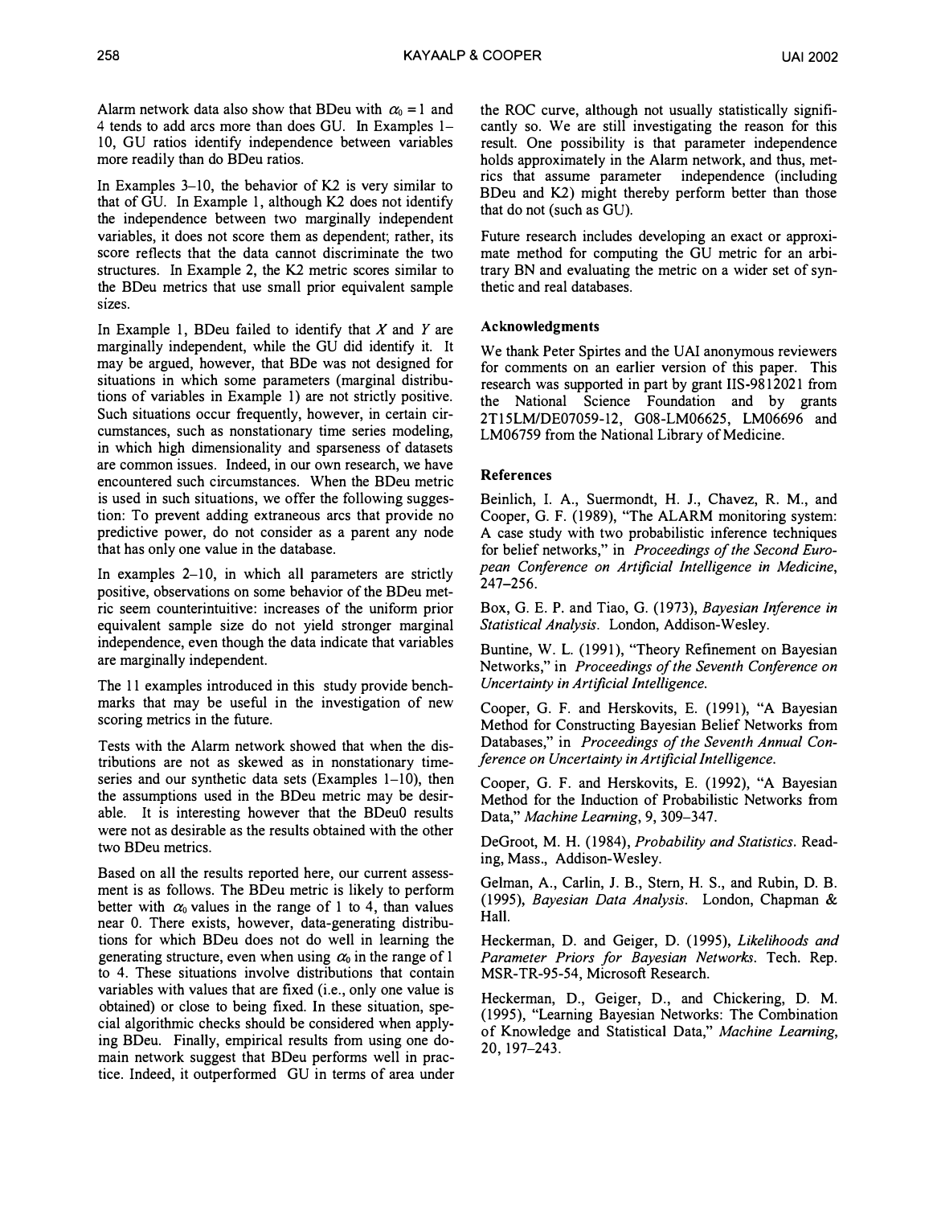Alarm network data also show that BDeu with $\alpha_0 = 1$ and 4 tends to add arcs more than does GU. In Examples 1–10, GU ratios identify independence between variables more readily than do BDeu ratios.

In Examples 3–10, the behavior of K2 is very similar to that of GU. In Example 1, although K2 does not identify the independence between two marginally independent variables, it does not score them as dependent; rather, its score reflects that the data cannot discriminate the two structures. In Example 2, the K2 metric scores similar to the BDeu metrics that use small prior equivalent sample sizes.

In Example 1, BDeu failed to identify that $X$ and $Y$ are marginally independent, while the GU did identify it. It may be argued, however, that BDe was not designed for situations in which some parameters (marginal distributions of variables in Example 1) are not strictly positive. Such situations occur frequently, however, in certain circumstances, such as nonstationary time series modeling, in which high dimensionality and sparseness of datasets are common issues. Indeed, in our own research, we have encountered such circumstances. When the BDeu metric is used in such situations, we offer the following suggestion: To prevent adding extraneous arcs that provide no predictive power, do not consider as a parent any node that has only one value in the database.

In examples 2–10, in which all parameters are strictly positive, observations on some behavior of the BDeu metric seem counterintuitive: increases of the uniform prior equivalent sample size do not yield stronger marginal independence, even though the data indicate that variables are marginally independent.

The 11 examples introduced in this study provide benchmarks that may be useful in the investigation of new scoring metrics in the future.

Tests with the Alarm network showed that when the distributions are not as skewed as in nonstationary time-series and our synthetic data sets (Examples 1–10), then the assumptions used in the BDeu metric may be desirable. It is interesting however that the BDeu0 results were not as desirable as the results obtained with the other two BDeu metrics.

Based on all the results reported here, our current assessment is as follows. The BDeu metric is likely to perform better with $\alpha_0$ values in the range of 1 to 4, than values near 0. There exists, however, data-generating distributions for which BDeu does not do well in learning the generating structure, even when using $\alpha_0$ in the range of 1 to 4. These situations involve distributions that contain variables with values that are fixed (i.e., only one value is obtained) or close to being fixed. In these situation, special algorithmic checks should be considered when applying BDeu. Finally, empirical results from using one domain network suggest that BDeu performs well in practice. Indeed, it outperformed GU in terms of area under the ROC curve, although not usually statistically significantly so. We are still investigating the reason for this result. One possibility is that parameter independence holds approximately in the Alarm network, and thus, metrics that assume parameter independence (including BDeu and K2) might thereby perform better than those that do not (such as GU).

Future research includes developing an exact or approximate method for computing the GU metric for an arbitrary BN and evaluating the metric on a wider set of synthetic and real databases.

### Acknowledgments

We thank Peter Spirtes and the UAI anonymous reviewers for comments on an earlier version of this paper. This research was supported in part by grant IIS-9812021 from the National Science Foundation and by grants 2T15LM/DE07059-12, G08-LM06625, LM06696 and LM06759 from the National Library of Medicine.

### References

Beinlich, I. A., Suermondt, H. J., Chavez, R. M., and Cooper, G. F. (1989), "The ALARM monitoring system: A case study with two probabilistic inference techniques for belief networks," in *Proceedings of the Second European Conference on Artificial Intelligence in Medicine*, 247–256.

Box, G. E. P. and Tiao, G. (1973), *Bayesian Inference in Statistical Analysis*. London, Addison-Wesley.

Buntine, W. L. (1991), "Theory Refinement on Bayesian Networks," in *Proceedings of the Seventh Conference on Uncertainty in Artificial Intelligence.*

Cooper, G. F. and Herskovits, E. (1991), "A Bayesian Method for Constructing Bayesian Belief Networks from Databases," in *Proceedings of the Seventh Annual Conference on Uncertainty in Artificial Intelligence.*

Cooper, G. F. and Herskovits, E. (1992), "A Bayesian Method for the Induction of Probabilistic Networks from Data," *Machine Learning*, 9, 309–347.

DeGroot, M. H. (1984), *Probability and Statistics*. Reading, Mass., Addison-Wesley.

Gelman, A., Carlin, J. B., Stern, H. S., and Rubin, D. B. (1995), *Bayesian Data Analysis*. London, Chapman & Hall.

Heckerman, D. and Geiger, D. (1995), *Likelihoods and Parameter Priors for Bayesian Networks*. Tech. Rep. MSR-TR-95-54, Microsoft Research.

Heckerman, D., Geiger, D., and Chickering, D. M. (1995), "Learning Bayesian Networks: The Combination of Knowledge and Statistical Data," *Machine Learning*, 20, 197–243.